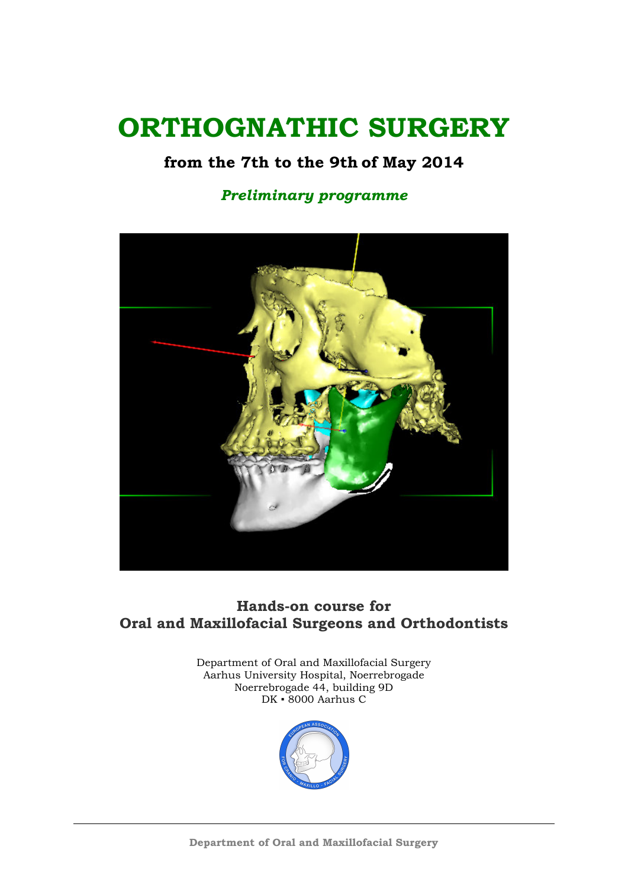# ORTHOGNATHIC SURGERY

## from the 7th to the 9th of May 2014

*Preliminary programme*

**Hands-on course for**
**Oral and Maxillofacial Surgeons and Orthodontists**

Department of Oral and Maxillofacial Surgery
Aarhus University Hospital, Noerrebrogade
Noerrebrogade 44, building 9D
DK ▪ 8000 Aarhus C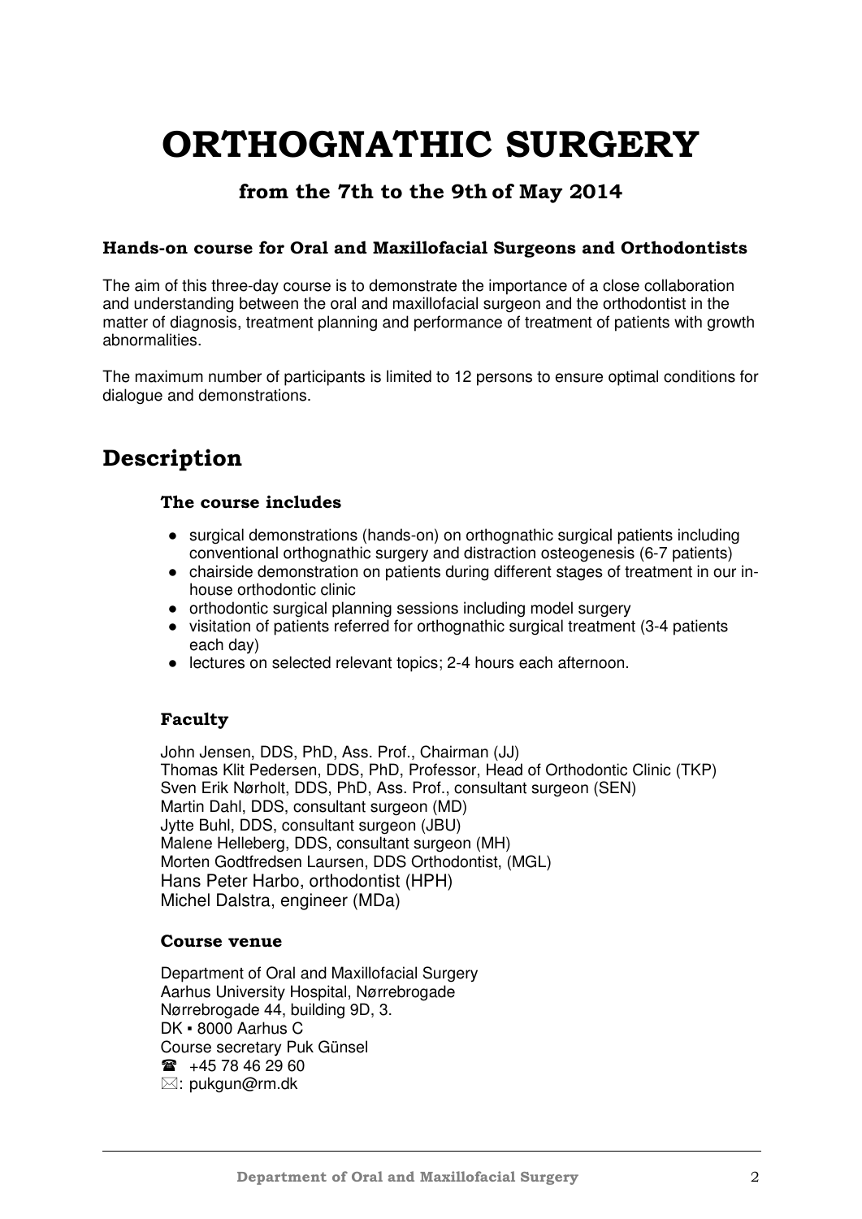# ORTHOGNATHIC SURGERY

### from the 7th to the 9th of May 2014

#### Hands-on course for Oral and Maxillofacial Surgeons and Orthodontists

The aim of this three-day course is to demonstrate the importance of a close collaboration and understanding between the oral and maxillofacial surgeon and the orthodontist in the matter of diagnosis, treatment planning and performance of treatment of patients with growth abnormalities.

The maximum number of participants is limited to 12 persons to ensure optimal conditions for dialogue and demonstrations.

## Description

### The course includes

- surgical demonstrations (hands-on) on orthognathic surgical patients including conventional orthognathic surgery and distraction osteogenesis (6-7 patients)
- chairside demonstration on patients during different stages of treatment in our in-house orthodontic clinic
- orthodontic surgical planning sessions including model surgery
- visitation of patients referred for orthognathic surgical treatment (3-4 patients each day)
- lectures on selected relevant topics; 2-4 hours each afternoon.

### Faculty

John Jensen, DDS, PhD, Ass. Prof., Chairman (JJ)
Thomas Klit Pedersen, DDS, PhD, Professor, Head of Orthodontic Clinic (TKP)
Sven Erik Nørholt, DDS, PhD, Ass. Prof., consultant surgeon (SEN)
Martin Dahl, DDS, consultant surgeon (MD)
Jytte Buhl, DDS, consultant surgeon (JBU)
Malene Helleberg, DDS, consultant surgeon (MH)
Morten Godtfredsen Laursen, DDS Orthodontist, (MGL)
Hans Peter Harbo, orthodontist (HPH)
Michel Dalstra, engineer (MDa)

### Course venue

Department of Oral and Maxillofacial Surgery
Aarhus University Hospital, Nørrebrogade
Nørrebrogade 44, building 9D, 3.
DK ▪ 8000 Aarhus C
Course secretary Puk Günsel
☎ +45 78 46 29 60
✉: pukgun@rm.dk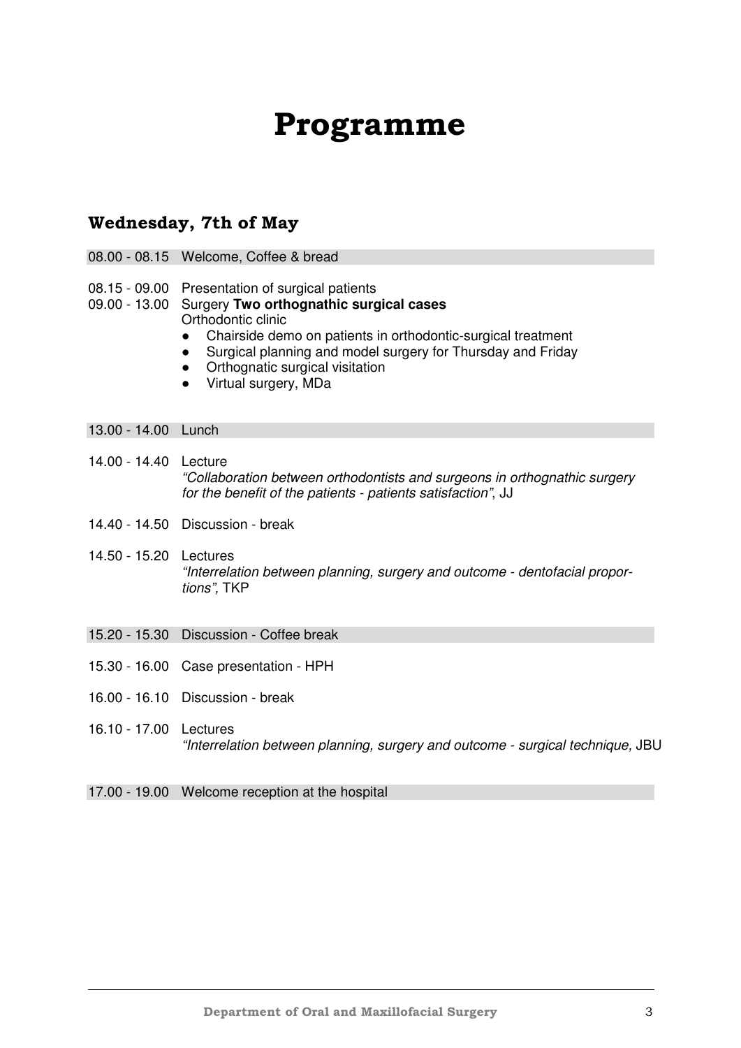# Programme

## Wednesday, 7th of May

08.00 - 08.15 Welcome, Coffee & bread

08.15 - 09.00 Presentation of surgical patients

09.00 - 13.00 Surgery **Two orthognathic surgical cases**
Orthodontic clinic

- Chairside demo on patients in orthodontic-surgical treatment
- Surgical planning and model surgery for Thursday and Friday
- Orthognatic surgical visitation
- Virtual surgery, MDa

13.00 - 14.00 Lunch

14.00 - 14.40 Lecture
*"Collaboration between orthodontists and surgeons in orthognathic surgery for the benefit of the patients - patients satisfaction"*, JJ

14.40 - 14.50 Discussion - break

14.50 - 15.20 Lectures
*"Interrelation between planning, surgery and outcome - dentofacial proportions",* TKP

15.20 - 15.30 Discussion - Coffee break

15.30 - 16.00 Case presentation - HPH

16.00 - 16.10 Discussion - break

16.10 - 17.00 Lectures
*"Interrelation between planning, surgery and outcome - surgical technique,* JBU

17.00 - 19.00 Welcome reception at the hospital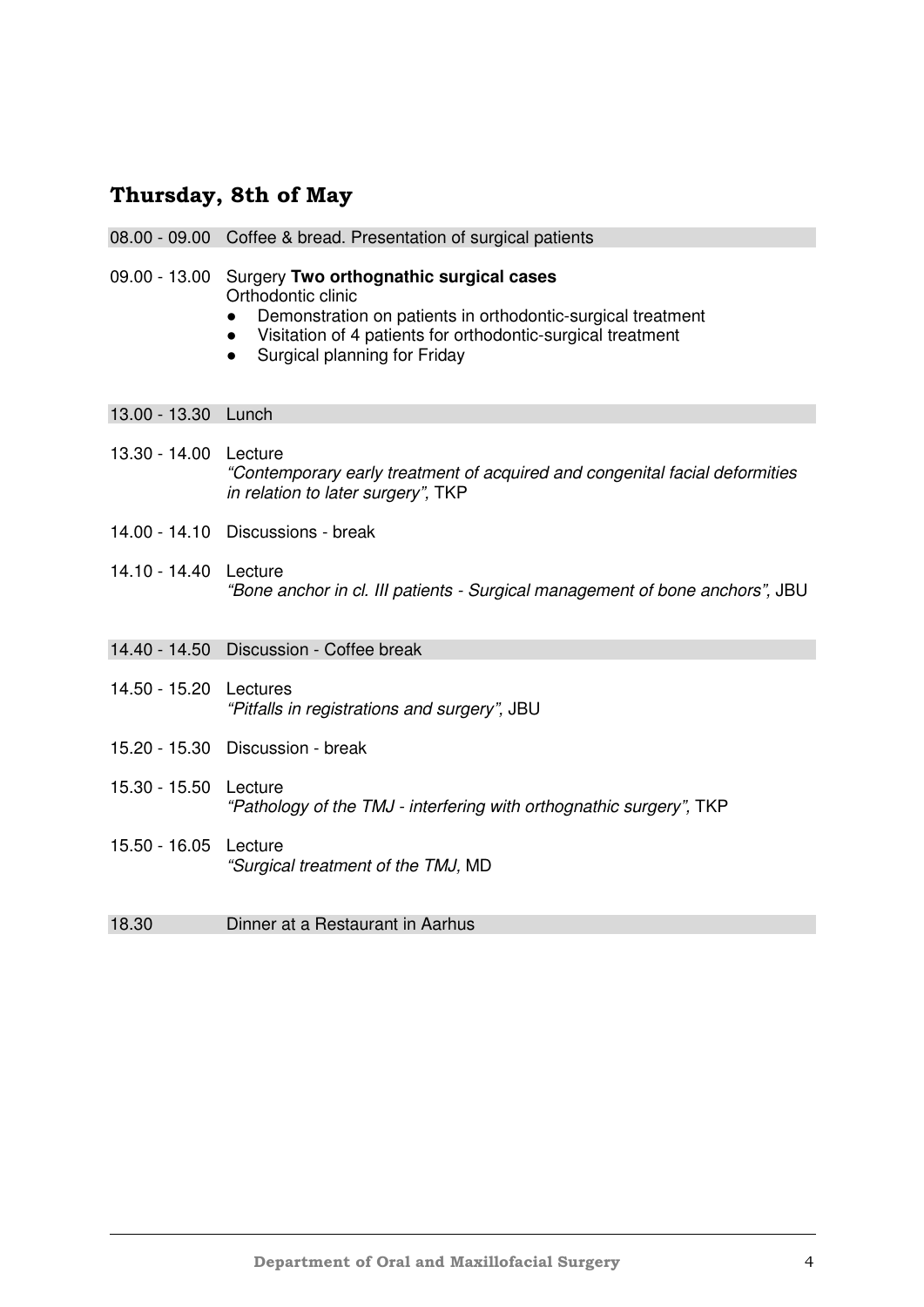## Thursday, 8th of May

08.00 - 09.00 Coffee & bread. Presentation of surgical patients

09.00 - 13.00 Surgery **Two orthognathic surgical cases**
Orthodontic clinic

- Demonstration on patients in orthodontic-surgical treatment
- Visitation of 4 patients for orthodontic-surgical treatment
- Surgical planning for Friday

13.00 - 13.30 Lunch

13.30 - 14.00 Lecture
*"Contemporary early treatment of acquired and congenital facial deformities in relation to later surgery",* TKP

14.00 - 14.10 Discussions - break

14.10 - 14.40 Lecture
*"Bone anchor in cl. III patients - Surgical management of bone anchors",* JBU

14.40 - 14.50 Discussion - Coffee break

14.50 - 15.20 Lectures
*"Pitfalls in registrations and surgery",* JBU

15.20 - 15.30 Discussion - break

15.30 - 15.50 Lecture
*"Pathology of the TMJ - interfering with orthognathic surgery",* TKP

15.50 - 16.05 Lecture
*"Surgical treatment of the TMJ,* MD

18.30 Dinner at a Restaurant in Aarhus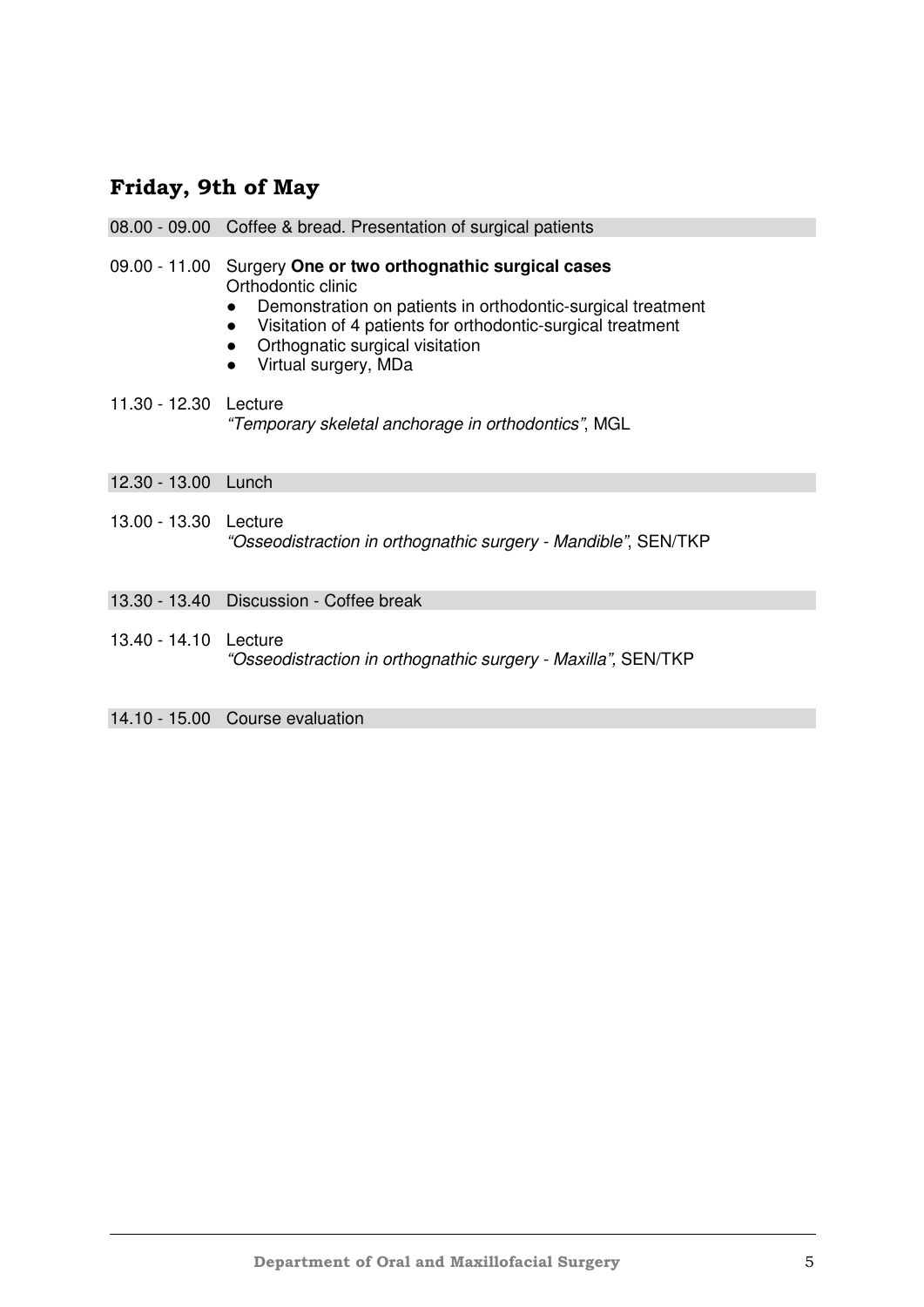## Friday, 9th of May

08.00 - 09.00 Coffee & bread. Presentation of surgical patients

09.00 - 11.00 Surgery **One or two orthognathic surgical cases**
Orthodontic clinic

- Demonstration on patients in orthodontic-surgical treatment
- Visitation of 4 patients for orthodontic-surgical treatment
- Orthognatic surgical visitation
- Virtual surgery, MDa

11.30 - 12.30 Lecture
*"Temporary skeletal anchorage in orthodontics"*, MGL

12.30 - 13.00 Lunch

13.00 - 13.30 Lecture
*"Osseodistraction in orthognathic surgery - Mandible"*, SEN/TKP

13.30 - 13.40 Discussion - Coffee break

13.40 - 14.10 Lecture
*"Osseodistraction in orthognathic surgery - Maxilla",* SEN/TKP

14.10 - 15.00 Course evaluation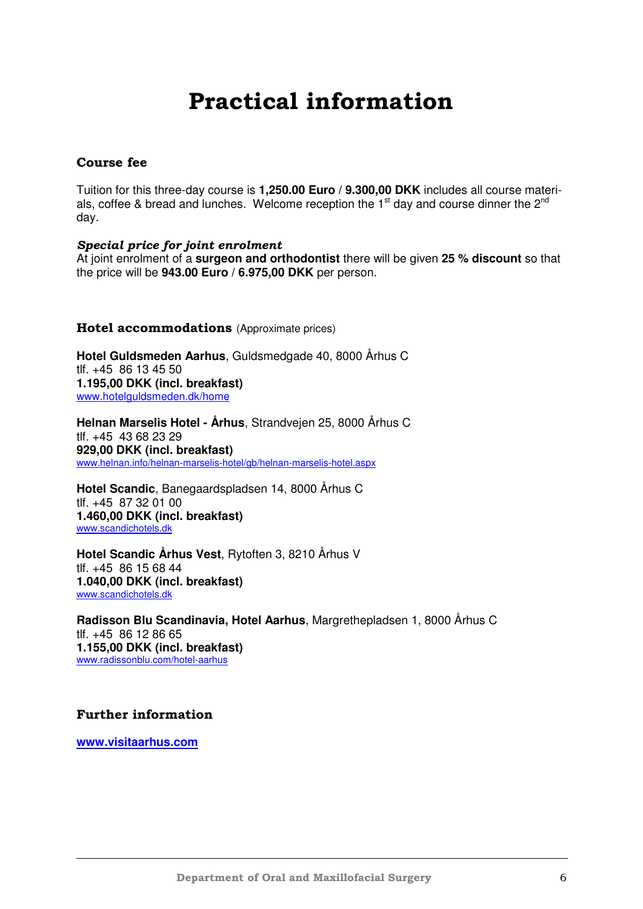# Practical information

### Course fee

Tuition for this three-day course is **1,250.00 Euro** / **9.300,00 DKK** includes all course materials, coffee & bread and lunches. Welcome reception the 1st day and course dinner the 2nd day.

***Special price for joint enrolment***
At joint enrolment of a **surgeon and orthodontist** there will be given **25 % discount** so that the price will be **943.00 Euro** / **6.975,00 DKK** per person.

### Hotel accommodations (Approximate prices)

**Hotel Guldsmeden Aarhus**, Guldsmedgade 40, 8000 Århus C
tlf. +45 86 13 45 50
**1.195,00 DKK (incl. breakfast)**
www.hotelguldsmeden.dk/home

**Helnan Marselis Hotel - Århus**, Strandvejen 25, 8000 Århus C
tlf. +45 43 68 23 29
**929,00 DKK (incl. breakfast)**
www.helnan.info/helnan-marselis-hotel/gb/helnan-marselis-hotel.aspx

**Hotel Scandic**, Banegaardspladsen 14, 8000 Århus C
tlf. +45 87 32 01 00
**1.460,00 DKK (incl. breakfast)**
www.scandichotels.dk

**Hotel Scandic Århus Vest**, Rytoften 3, 8210 Århus V
tlf. +45 86 15 68 44
**1.040,00 DKK (incl. breakfast)**
www.scandichotels.dk

**Radisson Blu Scandinavia, Hotel Aarhus**, Margrethepladsen 1, 8000 Århus C
tlf. +45 86 12 86 65
**1.155,00 DKK (incl. breakfast)**
www.radissonblu.com/hotel-aarhus

### Further information

**www.visitaarhus.com**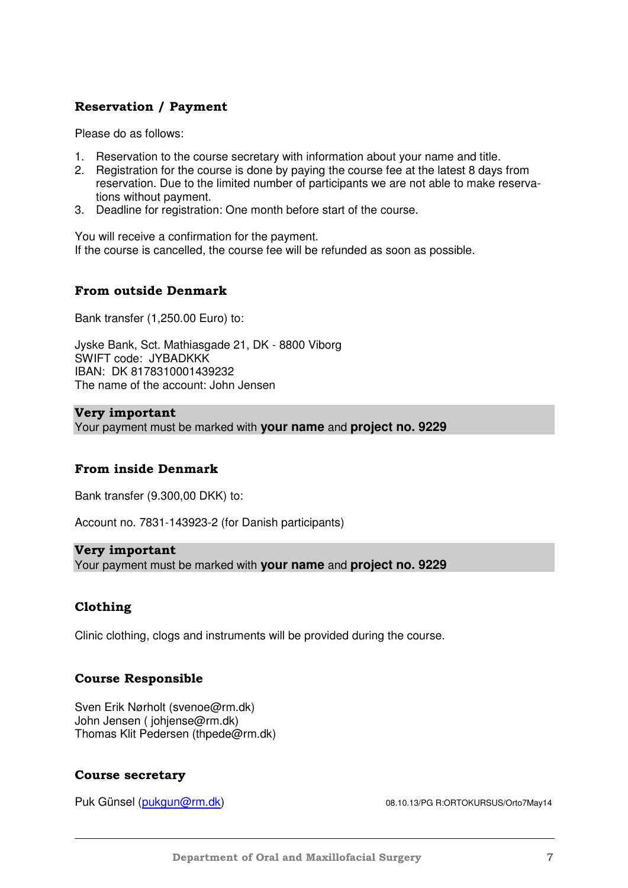## Reservation / Payment

Please do as follows:

1. Reservation to the course secretary with information about your name and title.
2. Registration for the course is done by paying the course fee at the latest 8 days from reservation. Due to the limited number of participants we are not able to make reservations without payment.
3. Deadline for registration: One month before start of the course.

You will receive a confirmation for the payment.
If the course is cancelled, the course fee will be refunded as soon as possible.

## From outside Denmark

Bank transfer (1,250.00 Euro) to:

Jyske Bank, Sct. Mathiasgade 21, DK - 8800 Viborg
SWIFT code: JYBADKKK
IBAN: DK 8178310001439232
The name of the account: John Jensen

**Very important**
Your payment must be marked with **your name** and **project no. 9229**

## From inside Denmark

Bank transfer (9.300,00 DKK) to:

Account no. 7831-143923-2 (for Danish participants)

**Very important**
Your payment must be marked with **your name** and **project no. 9229**

## Clothing

Clinic clothing, clogs and instruments will be provided during the course.

## Course Responsible

Sven Erik Nørholt (svenoe@rm.dk)
John Jensen ( johjense@rm.dk)
Thomas Klit Pedersen (thpede@rm.dk)

## Course secretary

Puk Günsel (pukgun@rm.dk)

08.10.13/PG R:ORTOKURSUS/Orto7May14